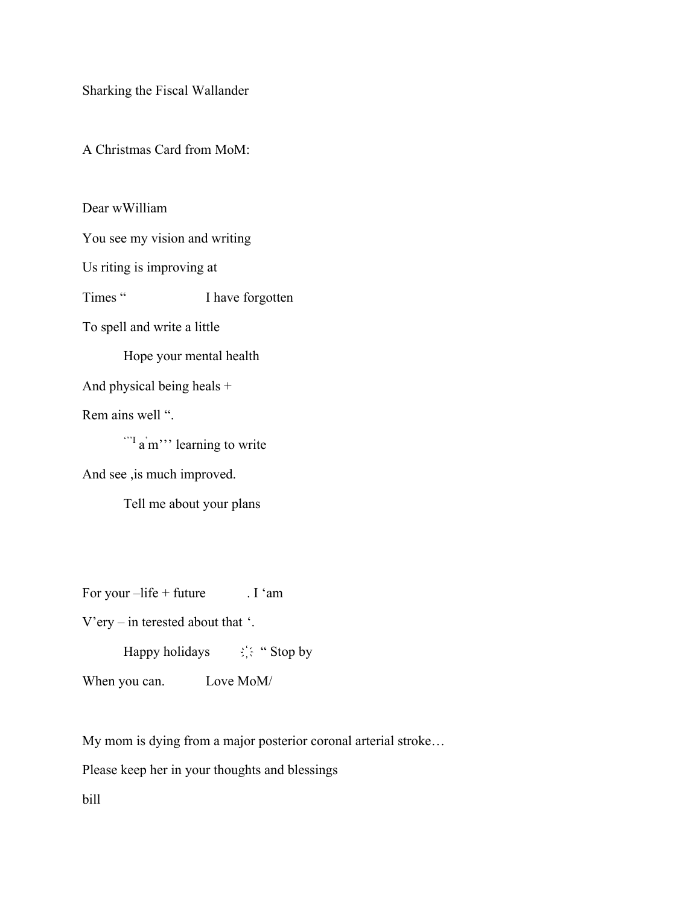Sharking the Fiscal Wallander

A Christmas Card from MoM:

Dear wWilliam

You see my vision and writing

Us riting is improving at

Times “ I have forgotten

To spell and write a little

Hope your mental health

And physical being heals +

Rem ains well “.

“’I a’m’’’ learning to write

And see ,is much improved.

Tell me about your plans

For your –life + future . I ‘am

V’ery – in terested about that ‘.

Happy holidays ;‘; “ Stop by

When you can. Love MoM/

My mom is dying from a major posterior coronal arterial stroke…

Please keep her in your thoughts and blessings

bill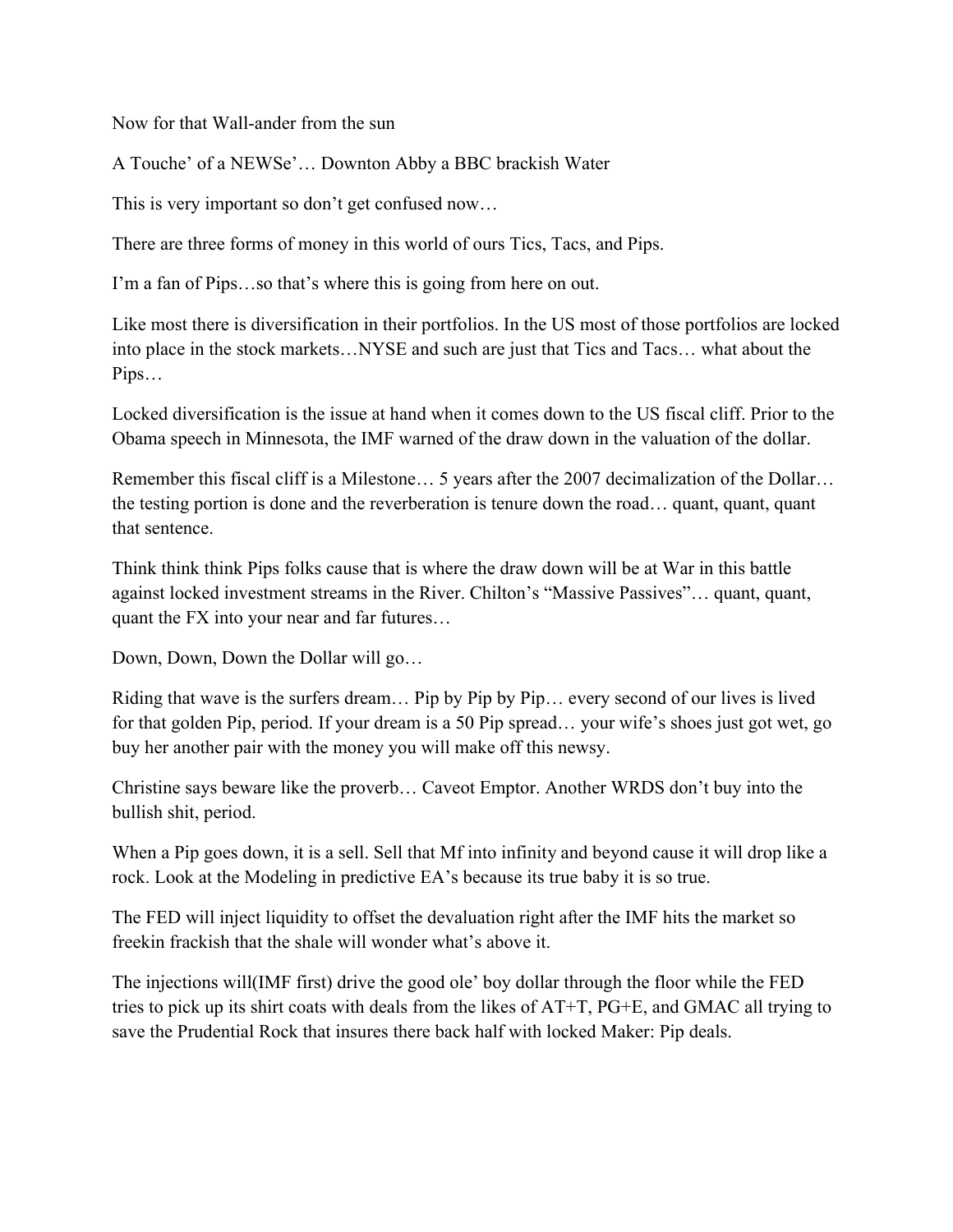Now for that Wall-ander from the sun

A Touche' of a NEWSe'… Downton Abby a BBC brackish Water

This is very important so don't get confused now…

There are three forms of money in this world of ours Tics, Tacs, and Pips.

I'm a fan of Pips…so that's where this is going from here on out.

Like most there is diversification in their portfolios. In the US most of those portfolios are locked into place in the stock markets…NYSE and such are just that Tics and Tacs… what about the Pips…

Locked diversification is the issue at hand when it comes down to the US fiscal cliff. Prior to the Obama speech in Minnesota, the IMF warned of the draw down in the valuation of the dollar.

Remember this fiscal cliff is a Milestone… 5 years after the 2007 decimalization of the Dollar… the testing portion is done and the reverberation is tenure down the road… quant, quant, quant that sentence.

Think think think Pips folks cause that is where the draw down will be at War in this battle against locked investment streams in the River. Chilton's "Massive Passives"… quant, quant, quant the FX into your near and far futures…

Down, Down, Down the Dollar will go…

Riding that wave is the surfers dream… Pip by Pip by Pip… every second of our lives is lived for that golden Pip, period. If your dream is a 50 Pip spread… your wife's shoes just got wet, go buy her another pair with the money you will make off this newsy.

Christine says beware like the proverb… Caveot Emptor. Another WRDS don't buy into the bullish shit, period.

When a Pip goes down, it is a sell. Sell that Mf into infinity and beyond cause it will drop like a rock. Look at the Modeling in predictive EA's because its true baby it is so true.

The FED will inject liquidity to offset the devaluation right after the IMF hits the market so freekin frackish that the shale will wonder what's above it.

The injections will(IMF first) drive the good ole' boy dollar through the floor while the FED tries to pick up its shirt coats with deals from the likes of AT+T, PG+E, and GMAC all trying to save the Prudential Rock that insures there back half with locked Maker: Pip deals.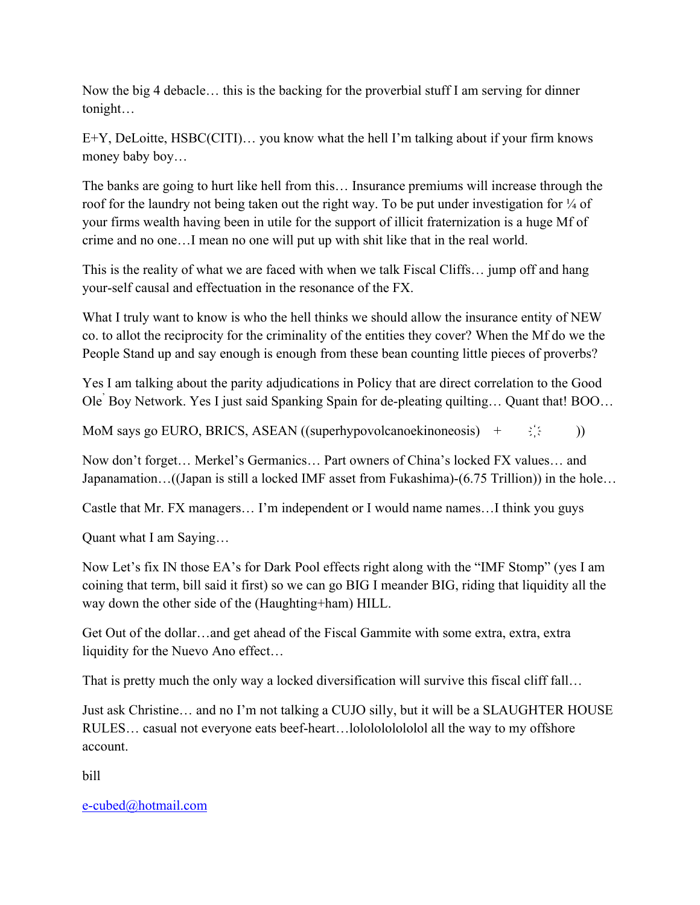Now the big 4 debacle… this is the backing for the proverbial stuff I am serving for dinner tonight…

E+Y, DeLoitte, HSBC(CITI)… you know what the hell I'm talking about if your firm knows money baby boy…

The banks are going to hurt like hell from this… Insurance premiums will increase through the roof for the laundry not being taken out the right way. To be put under investigation for ¼ of your firms wealth having been in utile for the support of illicit fraternization is a huge Mf of crime and no one…I mean no one will put up with shit like that in the real world.

This is the reality of what we are faced with when we talk Fiscal Cliffs… jump off and hang your-self causal and effectuation in the resonance of the FX.

What I truly want to know is who the hell thinks we should allow the insurance entity of NEW co. to allot the reciprocity for the criminality of the entities they cover? When the Mf do we the People Stand up and say enough is enough from these bean counting little pieces of proverbs?

Yes I am talking about the parity adjudications in Policy that are direct correlation to the Good Ole' Boy Network. Yes I just said Spanking Spain for de-pleating quilting… Quant that! BOO…

MoM says go EURO, BRICS, ASEAN ((superhypovolcanoekinoneosis) + ⁛ ))

Now don't forget… Merkel's Germanics… Part owners of China's locked FX values… and Japanamation…((Japan is still a locked IMF asset from Fukashima)-(6.75 Trillion)) in the hole…

Castle that Mr. FX managers… I'm independent or I would name names…I think you guys

Quant what I am Saying…

Now Let's fix IN those EA's for Dark Pool effects right along with the "IMF Stomp" (yes I am coining that term, bill said it first) so we can go BIG I meander BIG, riding that liquidity all the way down the other side of the (Haughting+ham) HILL.

Get Out of the dollar…and get ahead of the Fiscal Gammite with some extra, extra, extra liquidity for the Nuevo Ano effect…

That is pretty much the only way a locked diversification will survive this fiscal cliff fall…

Just ask Christine… and no I'm not talking a CUJO silly, but it will be a SLAUGHTER HOUSE RULES… casual not everyone eats beef-heart…lolololololol all the way to my offshore account.

bill

e-cubed@hotmail.com